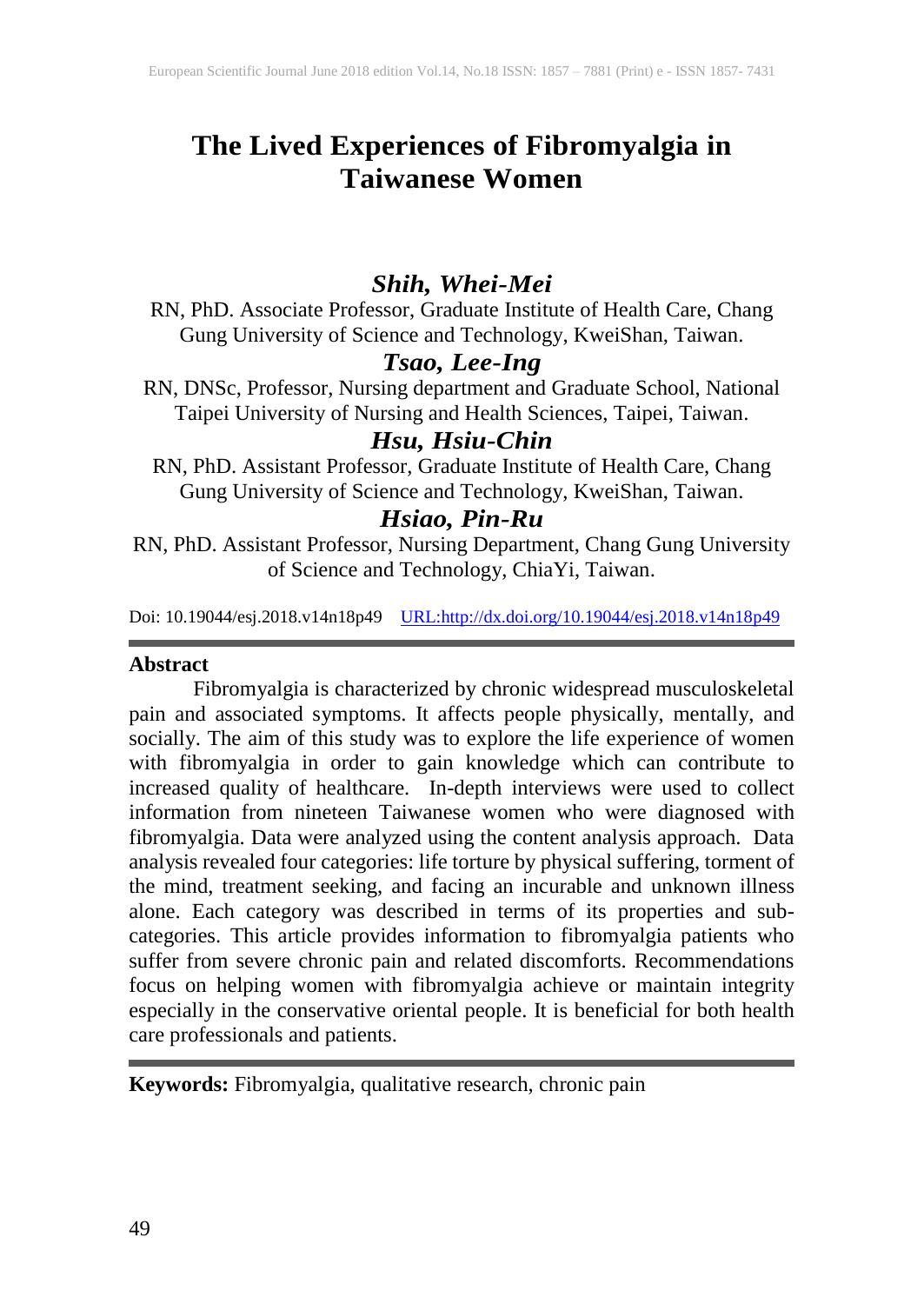# The Lived Experiences of Fibromyalgia in Taiwanese Women

***Shih, Whei-Mei***

RN, PhD. Associate Professor, Graduate Institute of Health Care, Chang Gung University of Science and Technology, KweiShan, Taiwan.

***Tsao, Lee-Ing***

RN, DNSc, Professor, Nursing department and Graduate School, National Taipei University of Nursing and Health Sciences, Taipei, Taiwan.

***Hsu, Hsiu-Chin***

RN, PhD. Assistant Professor, Graduate Institute of Health Care, Chang Gung University of Science and Technology, KweiShan, Taiwan.

***Hsiao, Pin-Ru***

RN, PhD. Assistant Professor, Nursing Department, Chang Gung University of Science and Technology, ChiaYi, Taiwan.

Doi: 10.19044/esj.2018.v14n18p49 URL:http://dx.doi.org/10.19044/esj.2018.v14n18p49

---

**Abstract**

Fibromyalgia is characterized by chronic widespread musculoskeletal pain and associated symptoms. It affects people physically, mentally, and socially. The aim of this study was to explore the life experience of women with fibromyalgia in order to gain knowledge which can contribute to increased quality of healthcare. In-depth interviews were used to collect information from nineteen Taiwanese women who were diagnosed with fibromyalgia. Data were analyzed using the content analysis approach. Data analysis revealed four categories: life torture by physical suffering, torment of the mind, treatment seeking, and facing an incurable and unknown illness alone. Each category was described in terms of its properties and sub-categories. This article provides information to fibromyalgia patients who suffer from severe chronic pain and related discomforts. Recommendations focus on helping women with fibromyalgia achieve or maintain integrity especially in the conservative oriental people. It is beneficial for both health care professionals and patients.

---

**Keywords:** Fibromyalgia, qualitative research, chronic pain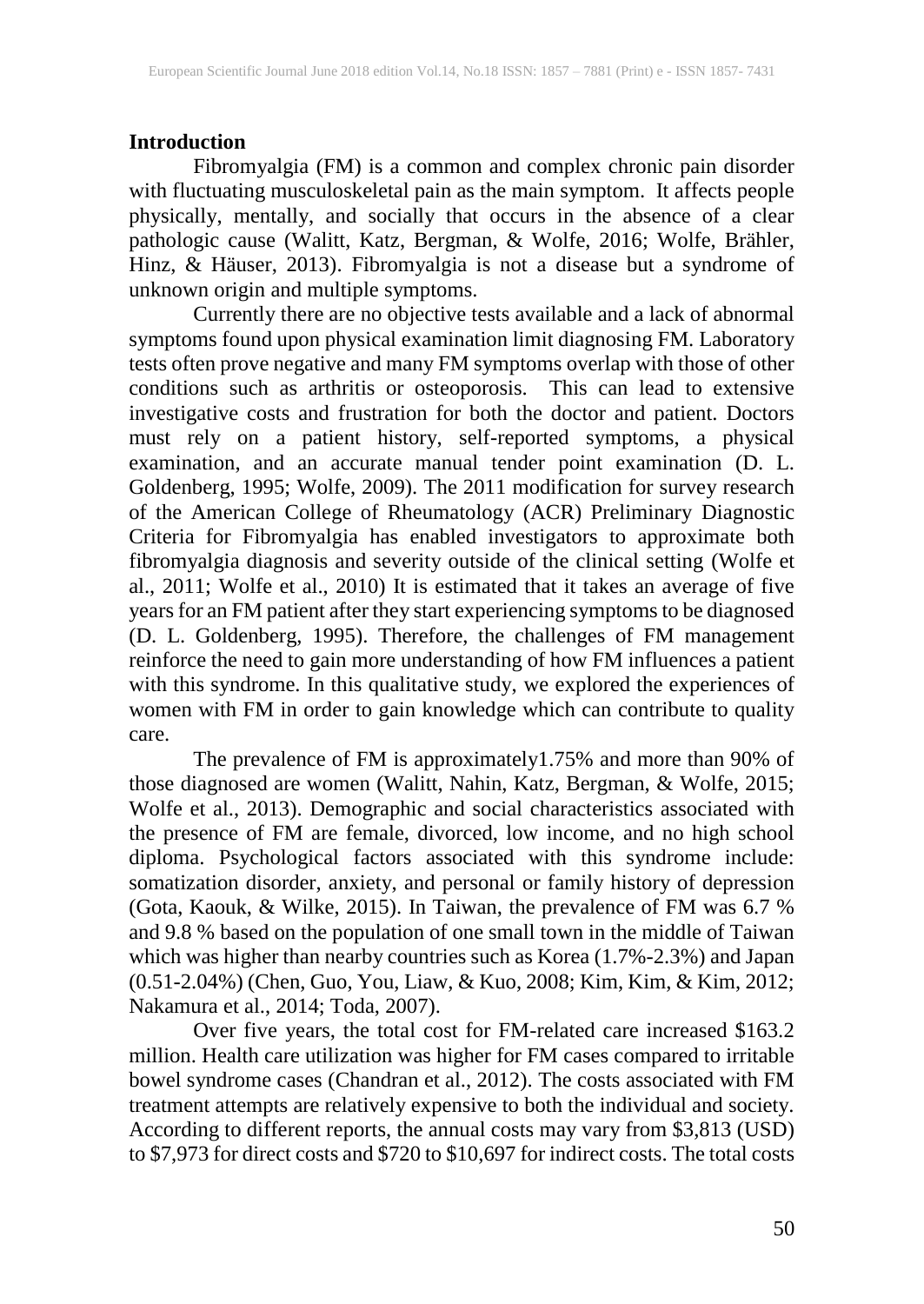## Introduction

Fibromyalgia (FM) is a common and complex chronic pain disorder with fluctuating musculoskeletal pain as the main symptom. It affects people physically, mentally, and socially that occurs in the absence of a clear pathologic cause (Walitt, Katz, Bergman, & Wolfe, 2016; Wolfe, Brähler, Hinz, & Häuser, 2013). Fibromyalgia is not a disease but a syndrome of unknown origin and multiple symptoms.

Currently there are no objective tests available and a lack of abnormal symptoms found upon physical examination limit diagnosing FM. Laboratory tests often prove negative and many FM symptoms overlap with those of other conditions such as arthritis or osteoporosis. This can lead to extensive investigative costs and frustration for both the doctor and patient. Doctors must rely on a patient history, self-reported symptoms, a physical examination, and an accurate manual tender point examination (D. L. Goldenberg, 1995; Wolfe, 2009). The 2011 modification for survey research of the American College of Rheumatology (ACR) Preliminary Diagnostic Criteria for Fibromyalgia has enabled investigators to approximate both fibromyalgia diagnosis and severity outside of the clinical setting (Wolfe et al., 2011; Wolfe et al., 2010) It is estimated that it takes an average of five years for an FM patient after they start experiencing symptoms to be diagnosed (D. L. Goldenberg, 1995). Therefore, the challenges of FM management reinforce the need to gain more understanding of how FM influences a patient with this syndrome. In this qualitative study, we explored the experiences of women with FM in order to gain knowledge which can contribute to quality care.

The prevalence of FM is approximately1.75% and more than 90% of those diagnosed are women (Walitt, Nahin, Katz, Bergman, & Wolfe, 2015; Wolfe et al., 2013). Demographic and social characteristics associated with the presence of FM are female, divorced, low income, and no high school diploma. Psychological factors associated with this syndrome include: somatization disorder, anxiety, and personal or family history of depression (Gota, Kaouk, & Wilke, 2015). In Taiwan, the prevalence of FM was 6.7 % and 9.8 % based on the population of one small town in the middle of Taiwan which was higher than nearby countries such as Korea (1.7%-2.3%) and Japan (0.51-2.04%) (Chen, Guo, You, Liaw, & Kuo, 2008; Kim, Kim, & Kim, 2012; Nakamura et al., 2014; Toda, 2007).

Over five years, the total cost for FM-related care increased $163.2 million. Health care utilization was higher for FM cases compared to irritable bowel syndrome cases (Chandran et al., 2012). The costs associated with FM treatment attempts are relatively expensive to both the individual and society. According to different reports, the annual costs may vary from $3,813 (USD) to $7,973 for direct costs and $720 to $10,697 for indirect costs. The total costs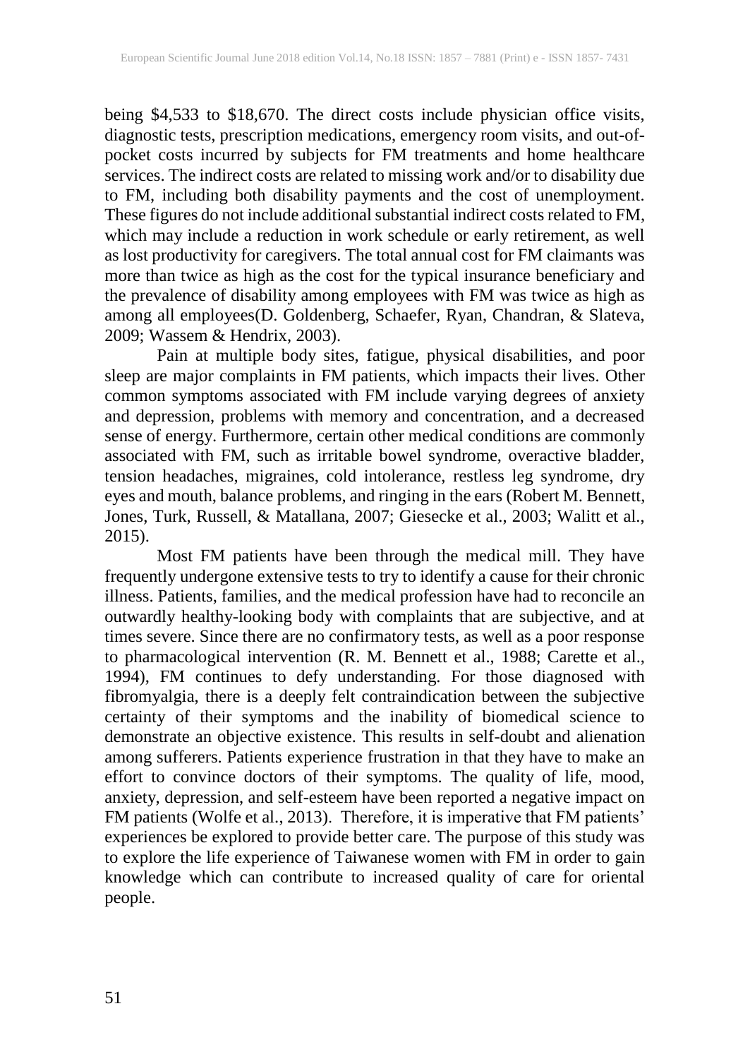being $4,533 to $18,670. The direct costs include physician office visits, diagnostic tests, prescription medications, emergency room visits, and out-of-pocket costs incurred by subjects for FM treatments and home healthcare services. The indirect costs are related to missing work and/or to disability due to FM, including both disability payments and the cost of unemployment. These figures do not include additional substantial indirect costs related to FM, which may include a reduction in work schedule or early retirement, as well as lost productivity for caregivers. The total annual cost for FM claimants was more than twice as high as the cost for the typical insurance beneficiary and the prevalence of disability among employees with FM was twice as high as among all employees(D. Goldenberg, Schaefer, Ryan, Chandran, & Slateva, 2009; Wassem & Hendrix, 2003).

Pain at multiple body sites, fatigue, physical disabilities, and poor sleep are major complaints in FM patients, which impacts their lives. Other common symptoms associated with FM include varying degrees of anxiety and depression, problems with memory and concentration, and a decreased sense of energy. Furthermore, certain other medical conditions are commonly associated with FM, such as irritable bowel syndrome, overactive bladder, tension headaches, migraines, cold intolerance, restless leg syndrome, dry eyes and mouth, balance problems, and ringing in the ears (Robert M. Bennett, Jones, Turk, Russell, & Matallana, 2007; Giesecke et al., 2003; Walitt et al., 2015).

Most FM patients have been through the medical mill. They have frequently undergone extensive tests to try to identify a cause for their chronic illness. Patients, families, and the medical profession have had to reconcile an outwardly healthy-looking body with complaints that are subjective, and at times severe. Since there are no confirmatory tests, as well as a poor response to pharmacological intervention (R. M. Bennett et al., 1988; Carette et al., 1994), FM continues to defy understanding. For those diagnosed with fibromyalgia, there is a deeply felt contraindication between the subjective certainty of their symptoms and the inability of biomedical science to demonstrate an objective existence. This results in self-doubt and alienation among sufferers. Patients experience frustration in that they have to make an effort to convince doctors of their symptoms. The quality of life, mood, anxiety, depression, and self-esteem have been reported a negative impact on FM patients (Wolfe et al., 2013). Therefore, it is imperative that FM patients' experiences be explored to provide better care. The purpose of this study was to explore the life experience of Taiwanese women with FM in order to gain knowledge which can contribute to increased quality of care for oriental people.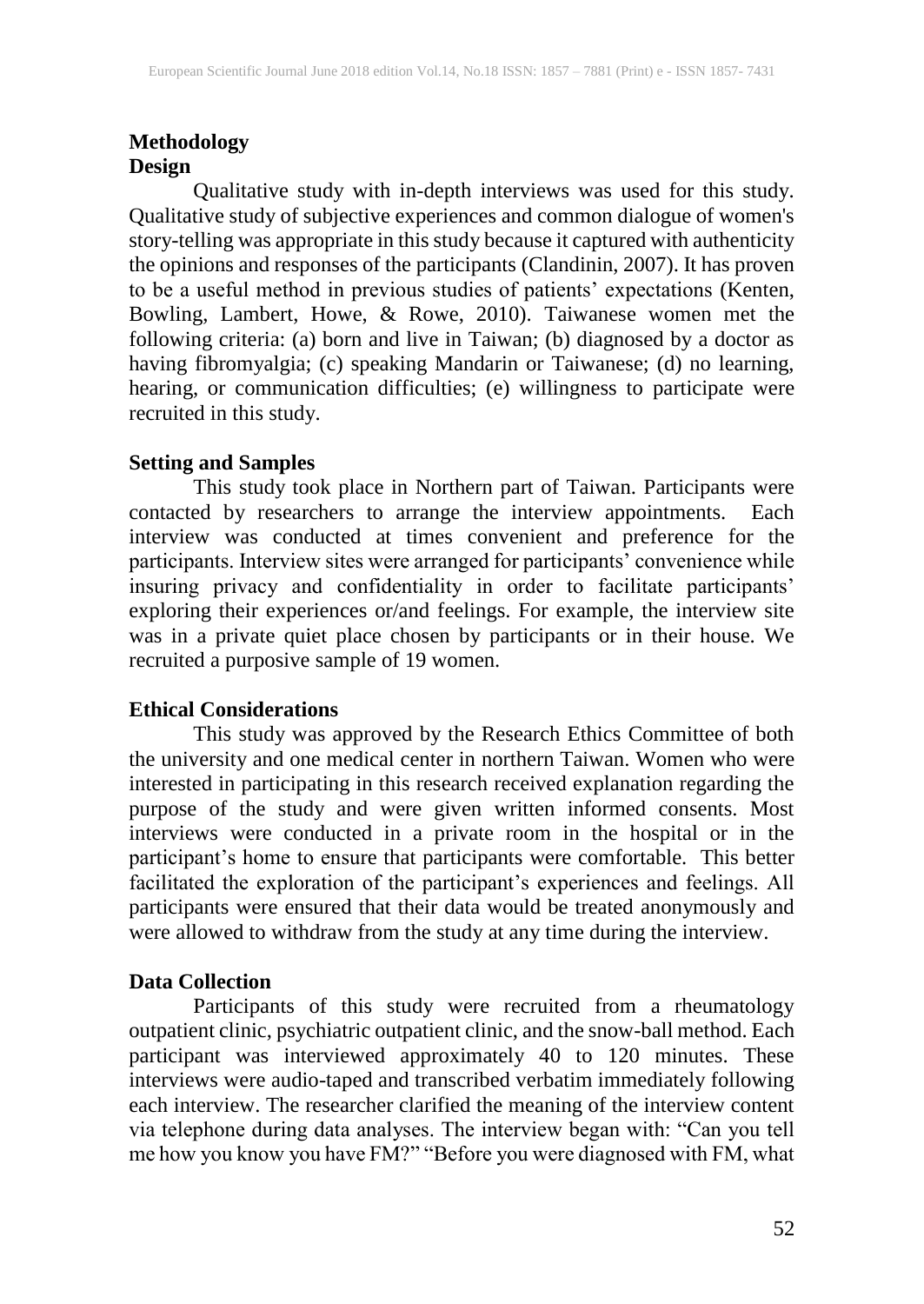## Methodology

### Design

Qualitative study with in-depth interviews was used for this study. Qualitative study of subjective experiences and common dialogue of women's story-telling was appropriate in this study because it captured with authenticity the opinions and responses of the participants (Clandinin, 2007). It has proven to be a useful method in previous studies of patients' expectations (Kenten, Bowling, Lambert, Howe, & Rowe, 2010). Taiwanese women met the following criteria: (a) born and live in Taiwan; (b) diagnosed by a doctor as having fibromyalgia; (c) speaking Mandarin or Taiwanese; (d) no learning, hearing, or communication difficulties; (e) willingness to participate were recruited in this study.

### Setting and Samples

This study took place in Northern part of Taiwan. Participants were contacted by researchers to arrange the interview appointments. Each interview was conducted at times convenient and preference for the participants. Interview sites were arranged for participants' convenience while insuring privacy and confidentiality in order to facilitate participants' exploring their experiences or/and feelings. For example, the interview site was in a private quiet place chosen by participants or in their house. We recruited a purposive sample of 19 women.

### Ethical Considerations

This study was approved by the Research Ethics Committee of both the university and one medical center in northern Taiwan. Women who were interested in participating in this research received explanation regarding the purpose of the study and were given written informed consents. Most interviews were conducted in a private room in the hospital or in the participant's home to ensure that participants were comfortable. This better facilitated the exploration of the participant's experiences and feelings. All participants were ensured that their data would be treated anonymously and were allowed to withdraw from the study at any time during the interview.

### Data Collection

Participants of this study were recruited from a rheumatology outpatient clinic, psychiatric outpatient clinic, and the snow-ball method. Each participant was interviewed approximately 40 to 120 minutes. These interviews were audio-taped and transcribed verbatim immediately following each interview. The researcher clarified the meaning of the interview content via telephone during data analyses. The interview began with: "Can you tell me how you know you have FM?" "Before you were diagnosed with FM, what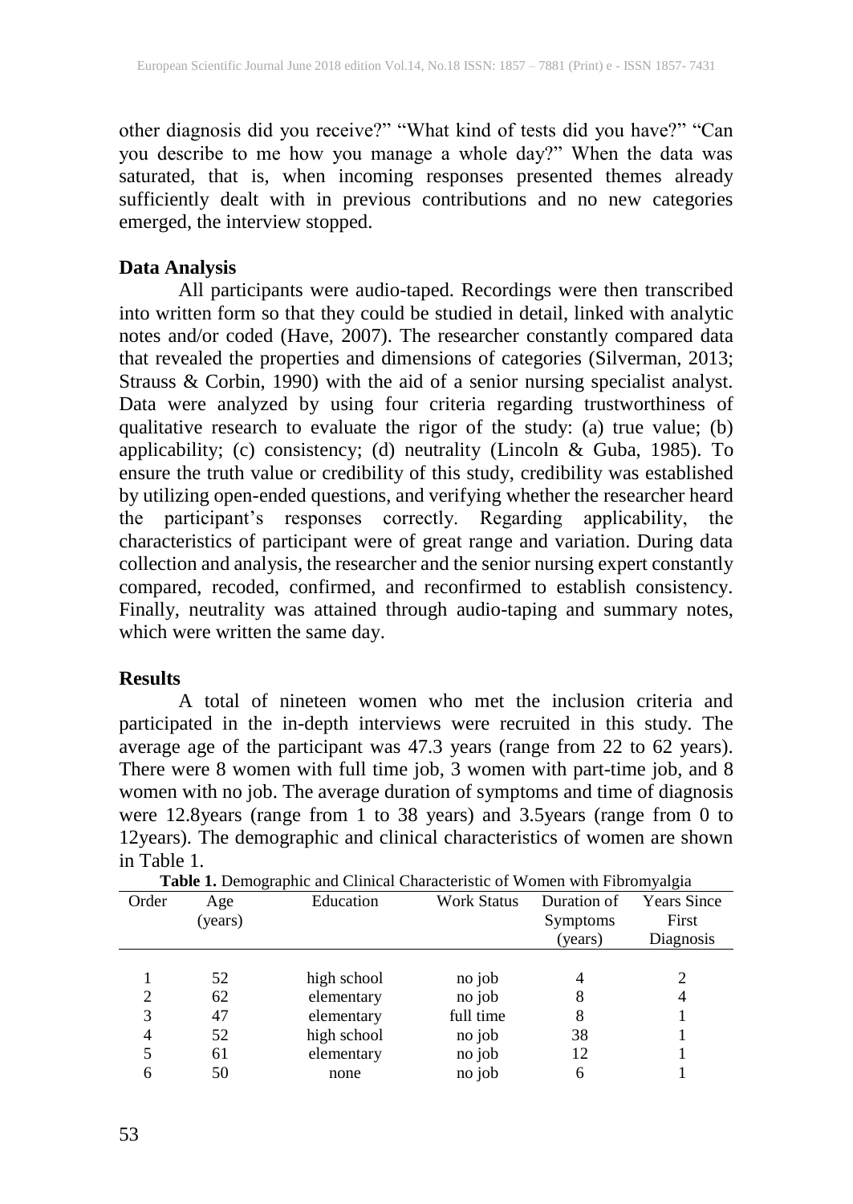other diagnosis did you receive?" "What kind of tests did you have?" "Can you describe to me how you manage a whole day?" When the data was saturated, that is, when incoming responses presented themes already sufficiently dealt with in previous contributions and no new categories emerged, the interview stopped.

## Data Analysis

All participants were audio-taped. Recordings were then transcribed into written form so that they could be studied in detail, linked with analytic notes and/or coded (Have, 2007). The researcher constantly compared data that revealed the properties and dimensions of categories (Silverman, 2013; Strauss & Corbin, 1990) with the aid of a senior nursing specialist analyst. Data were analyzed by using four criteria regarding trustworthiness of qualitative research to evaluate the rigor of the study: (a) true value; (b) applicability; (c) consistency; (d) neutrality (Lincoln & Guba, 1985). To ensure the truth value or credibility of this study, credibility was established by utilizing open-ended questions, and verifying whether the researcher heard the participant's responses correctly. Regarding applicability, the characteristics of participant were of great range and variation. During data collection and analysis, the researcher and the senior nursing expert constantly compared, recoded, confirmed, and reconfirmed to establish consistency. Finally, neutrality was attained through audio-taping and summary notes, which were written the same day.

## Results

A total of nineteen women who met the inclusion criteria and participated in the in-depth interviews were recruited in this study. The average age of the participant was 47.3 years (range from 22 to 62 years). There were 8 women with full time job, 3 women with part-time job, and 8 women with no job. The average duration of symptoms and time of diagnosis were 12.8years (range from 1 to 38 years) and 3.5years (range from 0 to 12years). The demographic and clinical characteristics of women are shown in Table 1.

**Table 1.** Demographic and Clinical Characteristic of Women with Fibromyalgia

| Order | Age (years) | Education | Work Status | Duration of Symptoms (years) | Years Since First Diagnosis |
|---|---|---|---|---|---|
| 1 | 52 | high school | no job | 4 | 2 |
| 2 | 62 | elementary | no job | 8 | 4 |
| 3 | 47 | elementary | full time | 8 | 1 |
| 4 | 52 | high school | no job | 38 | 1 |
| 5 | 61 | elementary | no job | 12 | 1 |
| 6 | 50 | none | no job | 6 | 1 |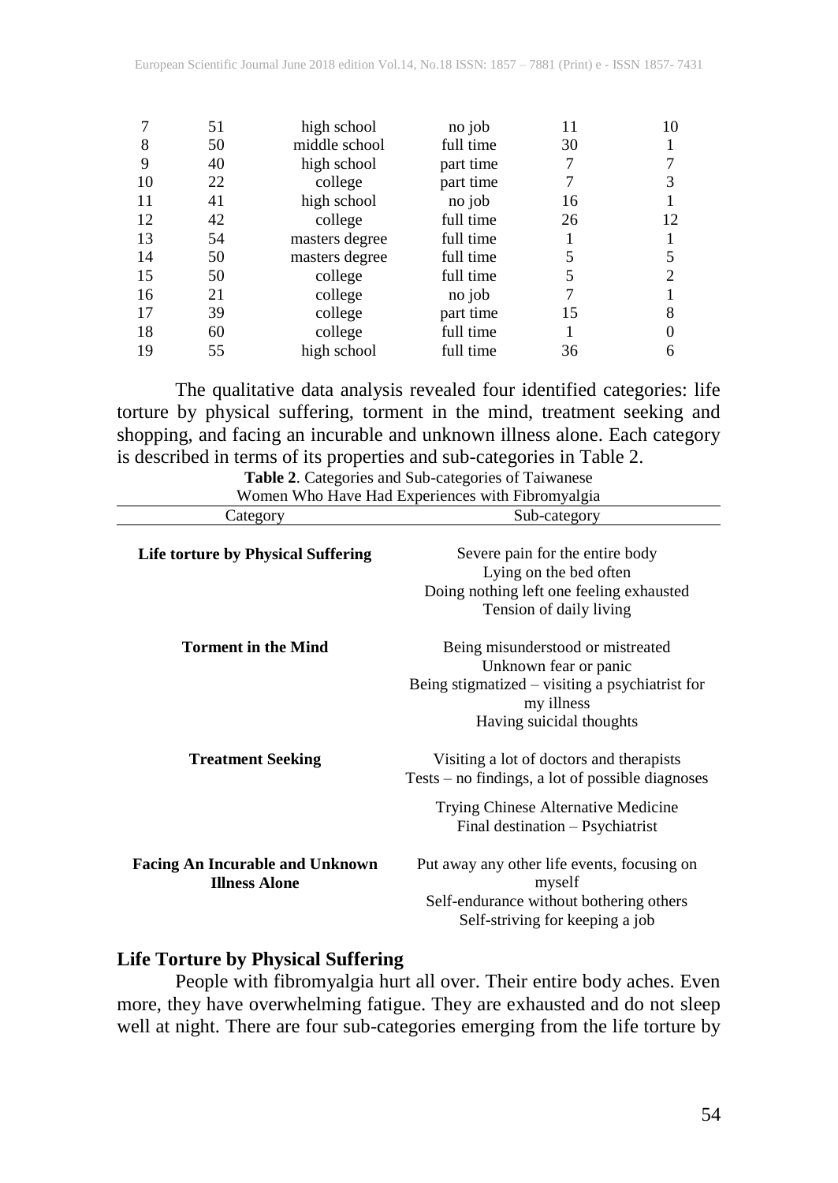| 7 | 51 | high school | no job | 11 | 10 |
|---|---|---|---|---|---|
| 8 | 50 | middle school | full time | 30 | 1 |
| 9 | 40 | high school | part time | 7 | 7 |
| 10 | 22 | college | part time | 7 | 3 |
| 11 | 41 | high school | no job | 16 | 1 |
| 12 | 42 | college | full time | 26 | 12 |
| 13 | 54 | masters degree | full time | 1 | 1 |
| 14 | 50 | masters degree | full time | 5 | 5 |
| 15 | 50 | college | full time | 5 | 2 |
| 16 | 21 | college | no job | 7 | 1 |
| 17 | 39 | college | part time | 15 | 8 |
| 18 | 60 | college | full time | 1 | 0 |
| 19 | 55 | high school | full time | 36 | 6 |

The qualitative data analysis revealed four identified categories: life torture by physical suffering, torment in the mind, treatment seeking and shopping, and facing an incurable and unknown illness alone. Each category is described in terms of its properties and sub-categories in Table 2.

**Table 2**. Categories and Sub-categories of Taiwanese Women Who Have Had Experiences with Fibromyalgia

| Category | Sub-category |
|---|---|
| **Life torture by Physical Suffering** | Severe pain for the entire body<br>Lying on the bed often<br>Doing nothing left one feeling exhausted<br>Tension of daily living |
| **Torment in the Mind** | Being misunderstood or mistreated<br>Unknown fear or panic<br>Being stigmatized – visiting a psychiatrist for my illness<br>Having suicidal thoughts |
| **Treatment Seeking** | Visiting a lot of doctors and therapists<br>Tests – no findings, a lot of possible diagnoses<br>Trying Chinese Alternative Medicine<br>Final destination – Psychiatrist |
| **Facing An Incurable and Unknown Illness Alone** | Put away any other life events, focusing on myself<br>Self-endurance without bothering others<br>Self-striving for keeping a job |

## Life Torture by Physical Suffering

People with fibromyalgia hurt all over. Their entire body aches. Even more, they have overwhelming fatigue. They are exhausted and do not sleep well at night. There are four sub-categories emerging from the life torture by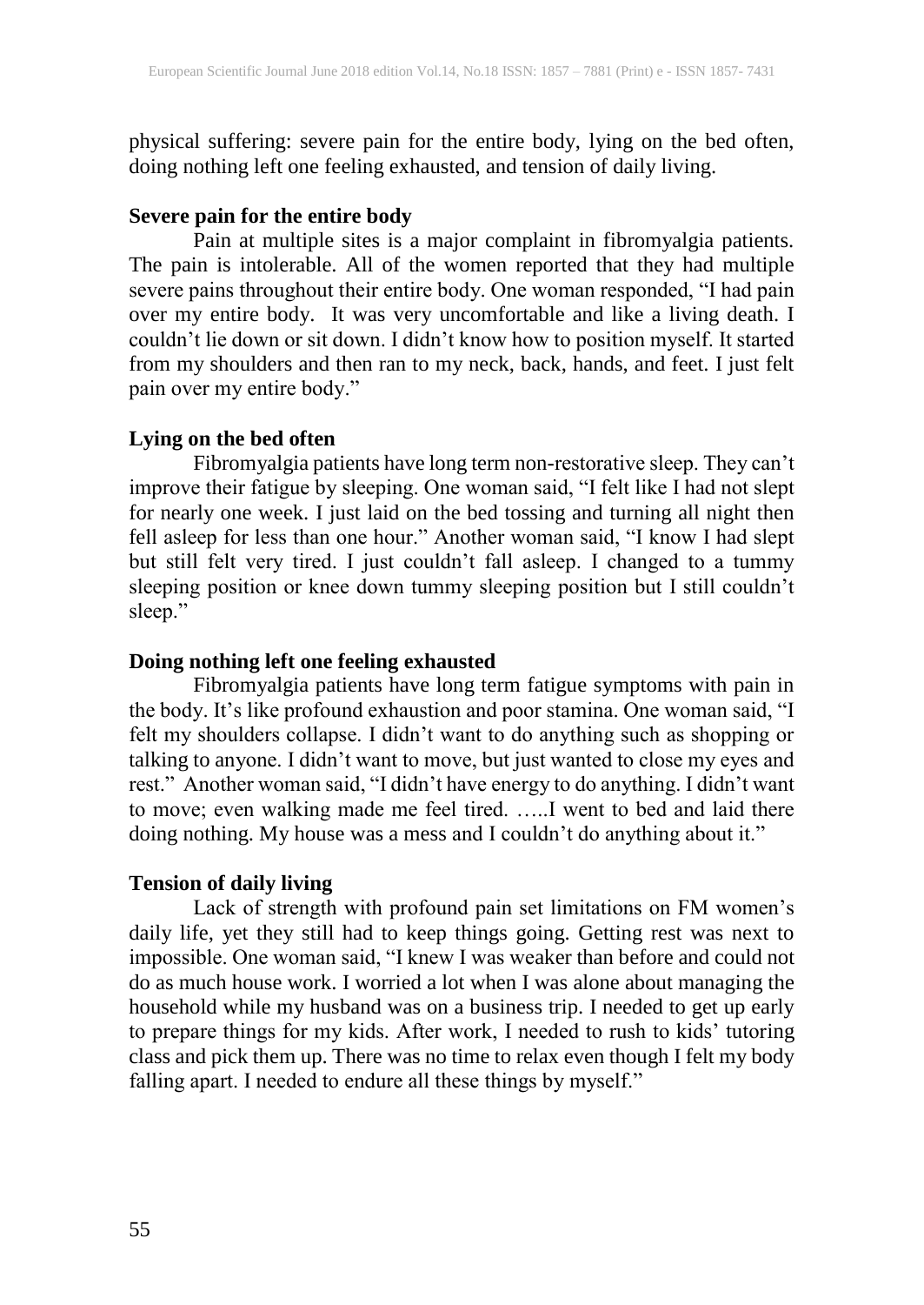physical suffering: severe pain for the entire body, lying on the bed often, doing nothing left one feeling exhausted, and tension of daily living.

**Severe pain for the entire body**

Pain at multiple sites is a major complaint in fibromyalgia patients. The pain is intolerable. All of the women reported that they had multiple severe pains throughout their entire body. One woman responded, "I had pain over my entire body. It was very uncomfortable and like a living death. I couldn't lie down or sit down. I didn't know how to position myself. It started from my shoulders and then ran to my neck, back, hands, and feet. I just felt pain over my entire body."

**Lying on the bed often**

Fibromyalgia patients have long term non-restorative sleep. They can't improve their fatigue by sleeping. One woman said, "I felt like I had not slept for nearly one week. I just laid on the bed tossing and turning all night then fell asleep for less than one hour." Another woman said, "I know I had slept but still felt very tired. I just couldn't fall asleep. I changed to a tummy sleeping position or knee down tummy sleeping position but I still couldn't sleep."

**Doing nothing left one feeling exhausted**

Fibromyalgia patients have long term fatigue symptoms with pain in the body. It's like profound exhaustion and poor stamina. One woman said, "I felt my shoulders collapse. I didn't want to do anything such as shopping or talking to anyone. I didn't want to move, but just wanted to close my eyes and rest." Another woman said, "I didn't have energy to do anything. I didn't want to move; even walking made me feel tired. …..I went to bed and laid there doing nothing. My house was a mess and I couldn't do anything about it."

**Tension of daily living**

Lack of strength with profound pain set limitations on FM women's daily life, yet they still had to keep things going. Getting rest was next to impossible. One woman said, "I knew I was weaker than before and could not do as much house work. I worried a lot when I was alone about managing the household while my husband was on a business trip. I needed to get up early to prepare things for my kids. After work, I needed to rush to kids' tutoring class and pick them up. There was no time to relax even though I felt my body falling apart. I needed to endure all these things by myself."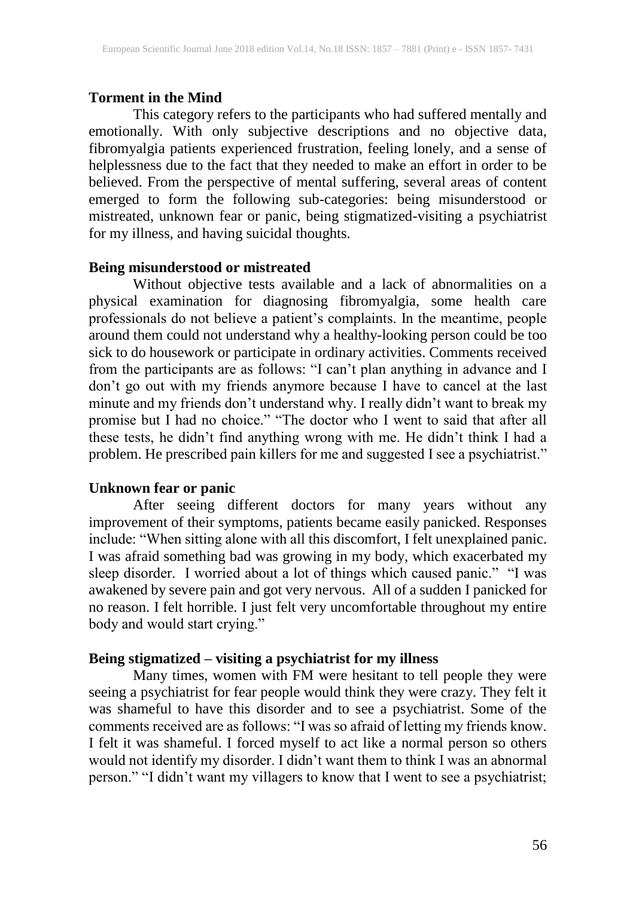### Torment in the Mind

This category refers to the participants who had suffered mentally and emotionally. With only subjective descriptions and no objective data, fibromyalgia patients experienced frustration, feeling lonely, and a sense of helplessness due to the fact that they needed to make an effort in order to be believed. From the perspective of mental suffering, several areas of content emerged to form the following sub-categories: being misunderstood or mistreated, unknown fear or panic, being stigmatized-visiting a psychiatrist for my illness, and having suicidal thoughts.

### Being misunderstood or mistreated

Without objective tests available and a lack of abnormalities on a physical examination for diagnosing fibromyalgia, some health care professionals do not believe a patient's complaints. In the meantime, people around them could not understand why a healthy-looking person could be too sick to do housework or participate in ordinary activities. Comments received from the participants are as follows: "I can't plan anything in advance and I don't go out with my friends anymore because I have to cancel at the last minute and my friends don't understand why. I really didn't want to break my promise but I had no choice." "The doctor who I went to said that after all these tests, he didn't find anything wrong with me. He didn't think I had a problem. He prescribed pain killers for me and suggested I see a psychiatrist."

### Unknown fear or panic

After seeing different doctors for many years without any improvement of their symptoms, patients became easily panicked. Responses include: "When sitting alone with all this discomfort, I felt unexplained panic. I was afraid something bad was growing in my body, which exacerbated my sleep disorder. I worried about a lot of things which caused panic." "I was awakened by severe pain and got very nervous. All of a sudden I panicked for no reason. I felt horrible. I just felt very uncomfortable throughout my entire body and would start crying."

### Being stigmatized – visiting a psychiatrist for my illness

Many times, women with FM were hesitant to tell people they were seeing a psychiatrist for fear people would think they were crazy. They felt it was shameful to have this disorder and to see a psychiatrist. Some of the comments received are as follows: "I was so afraid of letting my friends know. I felt it was shameful. I forced myself to act like a normal person so others would not identify my disorder. I didn't want them to think I was an abnormal person." "I didn't want my villagers to know that I went to see a psychiatrist;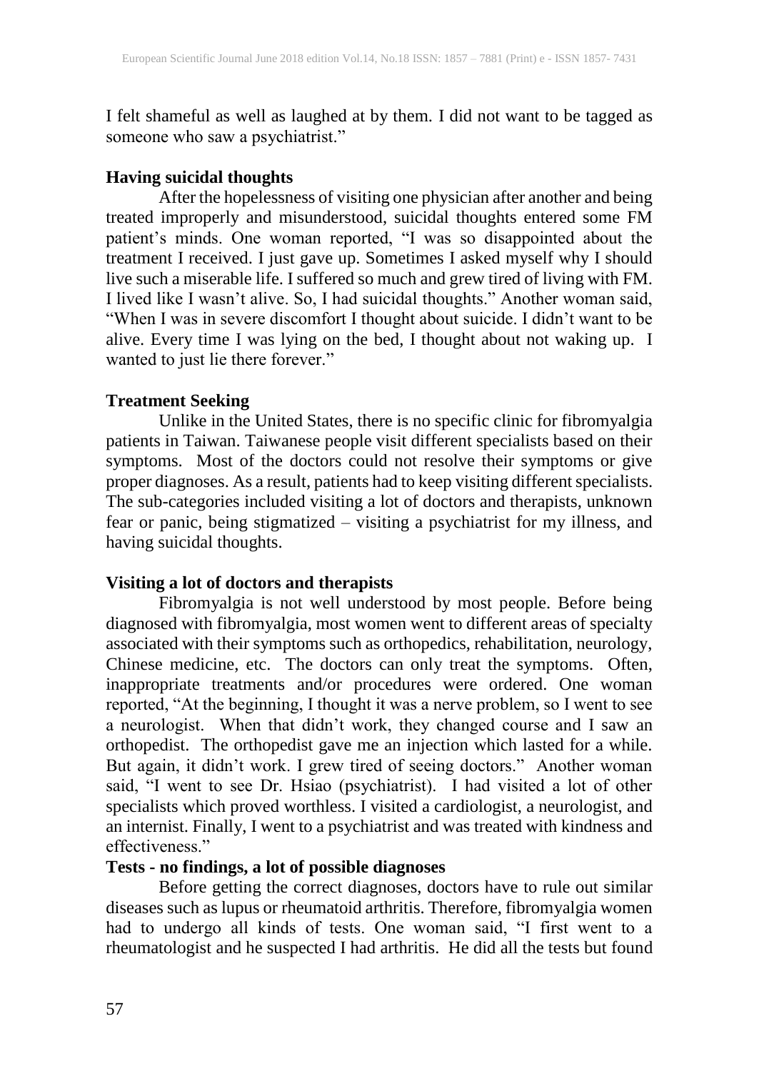I felt shameful as well as laughed at by them. I did not want to be tagged as someone who saw a psychiatrist."

**Having suicidal thoughts**

After the hopelessness of visiting one physician after another and being treated improperly and misunderstood, suicidal thoughts entered some FM patient's minds. One woman reported, "I was so disappointed about the treatment I received. I just gave up. Sometimes I asked myself why I should live such a miserable life. I suffered so much and grew tired of living with FM. I lived like I wasn't alive. So, I had suicidal thoughts." Another woman said, "When I was in severe discomfort I thought about suicide. I didn't want to be alive. Every time I was lying on the bed, I thought about not waking up. I wanted to just lie there forever."

**Treatment Seeking**

Unlike in the United States, there is no specific clinic for fibromyalgia patients in Taiwan. Taiwanese people visit different specialists based on their symptoms. Most of the doctors could not resolve their symptoms or give proper diagnoses. As a result, patients had to keep visiting different specialists. The sub-categories included visiting a lot of doctors and therapists, unknown fear or panic, being stigmatized – visiting a psychiatrist for my illness, and having suicidal thoughts.

**Visiting a lot of doctors and therapists**

Fibromyalgia is not well understood by most people. Before being diagnosed with fibromyalgia, most women went to different areas of specialty associated with their symptoms such as orthopedics, rehabilitation, neurology, Chinese medicine, etc. The doctors can only treat the symptoms. Often, inappropriate treatments and/or procedures were ordered. One woman reported, "At the beginning, I thought it was a nerve problem, so I went to see a neurologist. When that didn't work, they changed course and I saw an orthopedist. The orthopedist gave me an injection which lasted for a while. But again, it didn't work. I grew tired of seeing doctors." Another woman said, "I went to see Dr. Hsiao (psychiatrist). I had visited a lot of other specialists which proved worthless. I visited a cardiologist, a neurologist, and an internist. Finally, I went to a psychiatrist and was treated with kindness and effectiveness."

**Tests - no findings, a lot of possible diagnoses**

Before getting the correct diagnoses, doctors have to rule out similar diseases such as lupus or rheumatoid arthritis. Therefore, fibromyalgia women had to undergo all kinds of tests. One woman said, "I first went to a rheumatologist and he suspected I had arthritis. He did all the tests but found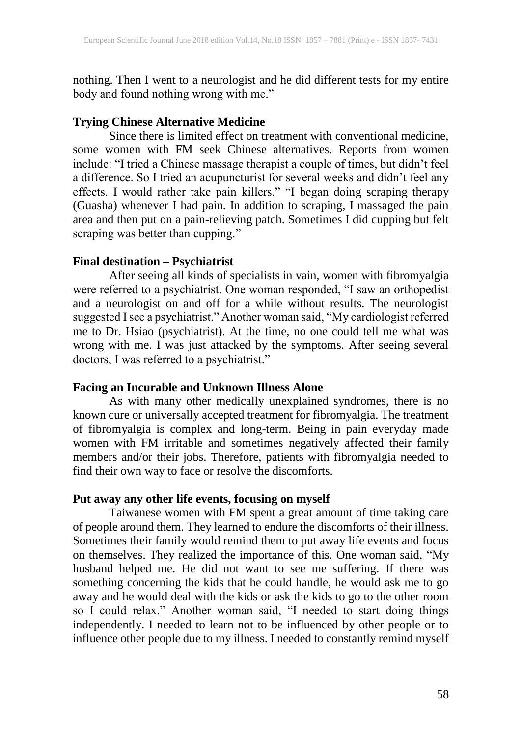nothing. Then I went to a neurologist and he did different tests for my entire body and found nothing wrong with me."

**Trying Chinese Alternative Medicine**

Since there is limited effect on treatment with conventional medicine, some women with FM seek Chinese alternatives. Reports from women include: "I tried a Chinese massage therapist a couple of times, but didn't feel a difference. So I tried an acupuncturist for several weeks and didn't feel any effects. I would rather take pain killers." "I began doing scraping therapy (Guasha) whenever I had pain. In addition to scraping, I massaged the pain area and then put on a pain-relieving patch. Sometimes I did cupping but felt scraping was better than cupping."

**Final destination – Psychiatrist**

After seeing all kinds of specialists in vain, women with fibromyalgia were referred to a psychiatrist. One woman responded, "I saw an orthopedist and a neurologist on and off for a while without results. The neurologist suggested I see a psychiatrist." Another woman said, "My cardiologist referred me to Dr. Hsiao (psychiatrist). At the time, no one could tell me what was wrong with me. I was just attacked by the symptoms. After seeing several doctors, I was referred to a psychiatrist."

**Facing an Incurable and Unknown Illness Alone**

As with many other medically unexplained syndromes, there is no known cure or universally accepted treatment for fibromyalgia. The treatment of fibromyalgia is complex and long-term. Being in pain everyday made women with FM irritable and sometimes negatively affected their family members and/or their jobs. Therefore, patients with fibromyalgia needed to find their own way to face or resolve the discomforts.

**Put away any other life events, focusing on myself**

Taiwanese women with FM spent a great amount of time taking care of people around them. They learned to endure the discomforts of their illness. Sometimes their family would remind them to put away life events and focus on themselves. They realized the importance of this. One woman said, "My husband helped me. He did not want to see me suffering. If there was something concerning the kids that he could handle, he would ask me to go away and he would deal with the kids or ask the kids to go to the other room so I could relax." Another woman said, "I needed to start doing things independently. I needed to learn not to be influenced by other people or to influence other people due to my illness. I needed to constantly remind myself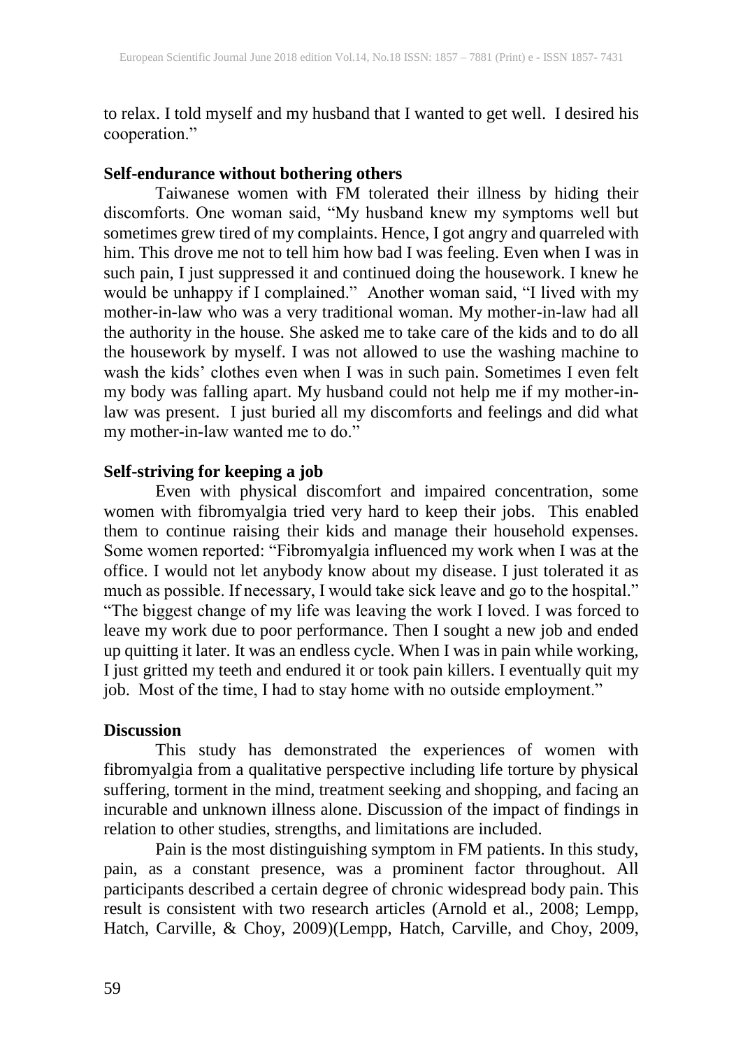to relax. I told myself and my husband that I wanted to get well. I desired his cooperation."

**Self-endurance without bothering others**

Taiwanese women with FM tolerated their illness by hiding their discomforts. One woman said, "My husband knew my symptoms well but sometimes grew tired of my complaints. Hence, I got angry and quarreled with him. This drove me not to tell him how bad I was feeling. Even when I was in such pain, I just suppressed it and continued doing the housework. I knew he would be unhappy if I complained." Another woman said, "I lived with my mother-in-law who was a very traditional woman. My mother-in-law had all the authority in the house. She asked me to take care of the kids and to do all the housework by myself. I was not allowed to use the washing machine to wash the kids' clothes even when I was in such pain. Sometimes I even felt my body was falling apart. My husband could not help me if my mother-in-law was present. I just buried all my discomforts and feelings and did what my mother-in-law wanted me to do."

**Self-striving for keeping a job**

Even with physical discomfort and impaired concentration, some women with fibromyalgia tried very hard to keep their jobs. This enabled them to continue raising their kids and manage their household expenses. Some women reported: "Fibromyalgia influenced my work when I was at the office. I would not let anybody know about my disease. I just tolerated it as much as possible. If necessary, I would take sick leave and go to the hospital." "The biggest change of my life was leaving the work I loved. I was forced to leave my work due to poor performance. Then I sought a new job and ended up quitting it later. It was an endless cycle. When I was in pain while working, I just gritted my teeth and endured it or took pain killers. I eventually quit my job. Most of the time, I had to stay home with no outside employment."

## Discussion

This study has demonstrated the experiences of women with fibromyalgia from a qualitative perspective including life torture by physical suffering, torment in the mind, treatment seeking and shopping, and facing an incurable and unknown illness alone. Discussion of the impact of findings in relation to other studies, strengths, and limitations are included.

Pain is the most distinguishing symptom in FM patients. In this study, pain, as a constant presence, was a prominent factor throughout. All participants described a certain degree of chronic widespread body pain. This result is consistent with two research articles (Arnold et al., 2008; Lempp, Hatch, Carville, & Choy, 2009)(Lempp, Hatch, Carville, and Choy, 2009,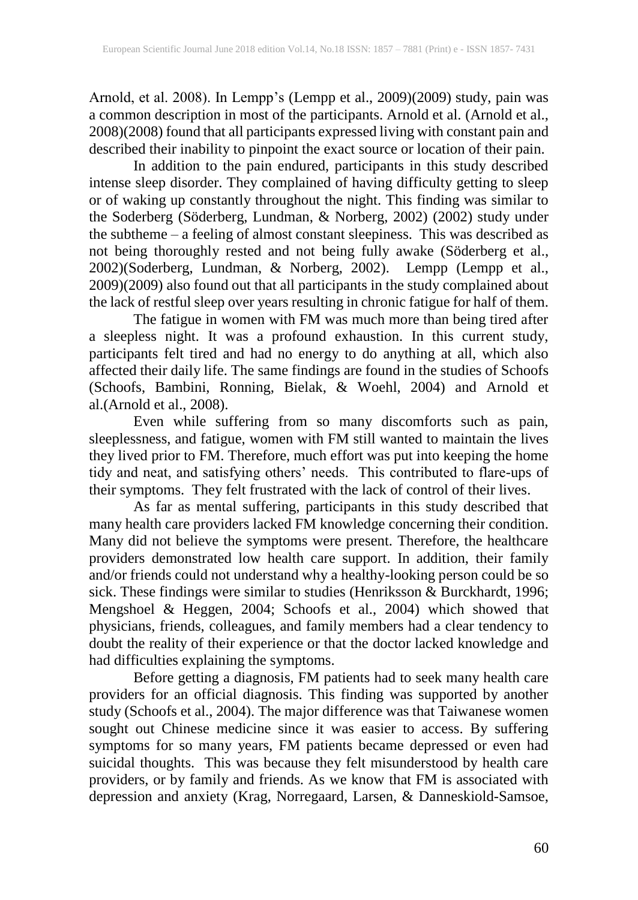Arnold, et al. 2008). In Lempp's (Lempp et al., 2009)(2009) study, pain was a common description in most of the participants. Arnold et al. (Arnold et al., 2008)(2008) found that all participants expressed living with constant pain and described their inability to pinpoint the exact source or location of their pain.

In addition to the pain endured, participants in this study described intense sleep disorder. They complained of having difficulty getting to sleep or of waking up constantly throughout the night. This finding was similar to the Soderberg (Söderberg, Lundman, & Norberg, 2002) (2002) study under the subtheme – a feeling of almost constant sleepiness. This was described as not being thoroughly rested and not being fully awake (Söderberg et al., 2002)(Soderberg, Lundman, & Norberg, 2002). Lempp (Lempp et al., 2009)(2009) also found out that all participants in the study complained about the lack of restful sleep over years resulting in chronic fatigue for half of them.

The fatigue in women with FM was much more than being tired after a sleepless night. It was a profound exhaustion. In this current study, participants felt tired and had no energy to do anything at all, which also affected their daily life. The same findings are found in the studies of Schoofs (Schoofs, Bambini, Ronning, Bielak, & Woehl, 2004) and Arnold et al.(Arnold et al., 2008).

Even while suffering from so many discomforts such as pain, sleeplessness, and fatigue, women with FM still wanted to maintain the lives they lived prior to FM. Therefore, much effort was put into keeping the home tidy and neat, and satisfying others' needs. This contributed to flare-ups of their symptoms. They felt frustrated with the lack of control of their lives.

As far as mental suffering, participants in this study described that many health care providers lacked FM knowledge concerning their condition. Many did not believe the symptoms were present. Therefore, the healthcare providers demonstrated low health care support. In addition, their family and/or friends could not understand why a healthy-looking person could be so sick. These findings were similar to studies (Henriksson & Burckhardt, 1996; Mengshoel & Heggen, 2004; Schoofs et al., 2004) which showed that physicians, friends, colleagues, and family members had a clear tendency to doubt the reality of their experience or that the doctor lacked knowledge and had difficulties explaining the symptoms.

Before getting a diagnosis, FM patients had to seek many health care providers for an official diagnosis. This finding was supported by another study (Schoofs et al., 2004). The major difference was that Taiwanese women sought out Chinese medicine since it was easier to access. By suffering symptoms for so many years, FM patients became depressed or even had suicidal thoughts. This was because they felt misunderstood by health care providers, or by family and friends. As we know that FM is associated with depression and anxiety (Krag, Norregaard, Larsen, & Danneskiold-Samsoe,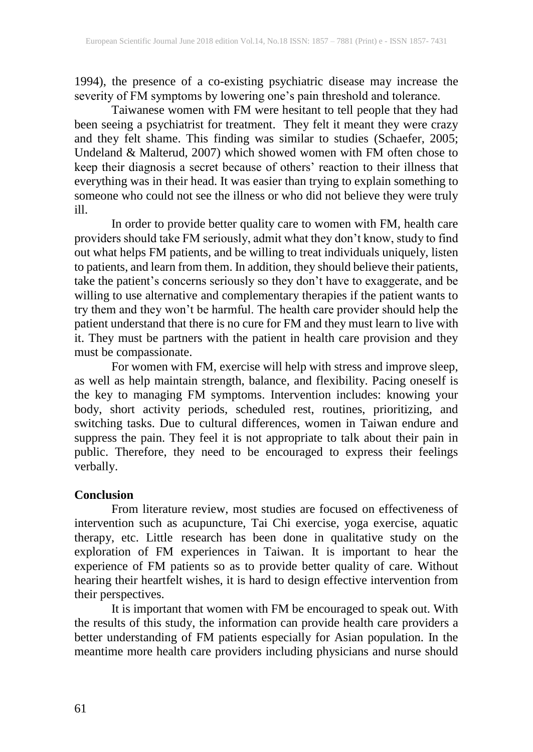1994), the presence of a co-existing psychiatric disease may increase the severity of FM symptoms by lowering one's pain threshold and tolerance.

Taiwanese women with FM were hesitant to tell people that they had been seeing a psychiatrist for treatment. They felt it meant they were crazy and they felt shame. This finding was similar to studies (Schaefer, 2005; Undeland & Malterud, 2007) which showed women with FM often chose to keep their diagnosis a secret because of others' reaction to their illness that everything was in their head. It was easier than trying to explain something to someone who could not see the illness or who did not believe they were truly ill.

In order to provide better quality care to women with FM, health care providers should take FM seriously, admit what they don't know, study to find out what helps FM patients, and be willing to treat individuals uniquely, listen to patients, and learn from them. In addition, they should believe their patients, take the patient's concerns seriously so they don't have to exaggerate, and be willing to use alternative and complementary therapies if the patient wants to try them and they won't be harmful. The health care provider should help the patient understand that there is no cure for FM and they must learn to live with it. They must be partners with the patient in health care provision and they must be compassionate.

For women with FM, exercise will help with stress and improve sleep, as well as help maintain strength, balance, and flexibility. Pacing oneself is the key to managing FM symptoms. Intervention includes: knowing your body, short activity periods, scheduled rest, routines, prioritizing, and switching tasks. Due to cultural differences, women in Taiwan endure and suppress the pain. They feel it is not appropriate to talk about their pain in public. Therefore, they need to be encouraged to express their feelings verbally.

## Conclusion

From literature review, most studies are focused on effectiveness of intervention such as acupuncture, Tai Chi exercise, yoga exercise, aquatic therapy, etc. Little research has been done in qualitative study on the exploration of FM experiences in Taiwan. It is important to hear the experience of FM patients so as to provide better quality of care. Without hearing their heartfelt wishes, it is hard to design effective intervention from their perspectives.

It is important that women with FM be encouraged to speak out. With the results of this study, the information can provide health care providers a better understanding of FM patients especially for Asian population. In the meantime more health care providers including physicians and nurse should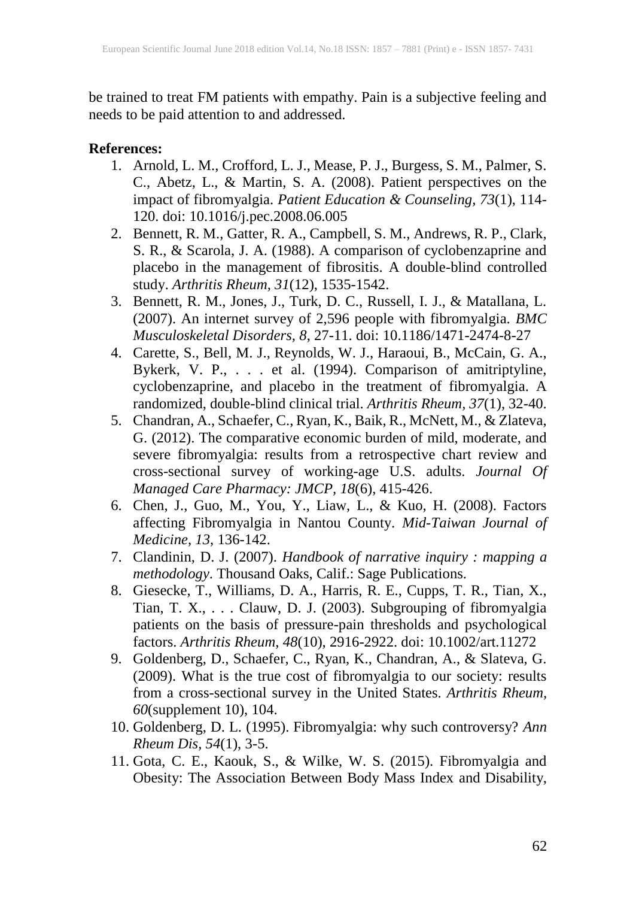be trained to treat FM patients with empathy. Pain is a subjective feeling and needs to be paid attention to and addressed.

**References:**

1. Arnold, L. M., Crofford, L. J., Mease, P. J., Burgess, S. M., Palmer, S. C., Abetz, L., & Martin, S. A. (2008). Patient perspectives on the impact of fibromyalgia. *Patient Education & Counseling, 73*(1), 114-120. doi: 10.1016/j.pec.2008.06.005
2. Bennett, R. M., Gatter, R. A., Campbell, S. M., Andrews, R. P., Clark, S. R., & Scarola, J. A. (1988). A comparison of cyclobenzaprine and placebo in the management of fibrositis. A double-blind controlled study. *Arthritis Rheum, 31*(12), 1535-1542.
3. Bennett, R. M., Jones, J., Turk, D. C., Russell, I. J., & Matallana, L. (2007). An internet survey of 2,596 people with fibromyalgia. *BMC Musculoskeletal Disorders, 8*, 27-11. doi: 10.1186/1471-2474-8-27
4. Carette, S., Bell, M. J., Reynolds, W. J., Haraoui, B., McCain, G. A., Bykerk, V. P., . . . et al. (1994). Comparison of amitriptyline, cyclobenzaprine, and placebo in the treatment of fibromyalgia. A randomized, double-blind clinical trial. *Arthritis Rheum, 37*(1), 32-40.
5. Chandran, A., Schaefer, C., Ryan, K., Baik, R., McNett, M., & Zlateva, G. (2012). The comparative economic burden of mild, moderate, and severe fibromyalgia: results from a retrospective chart review and cross-sectional survey of working-age U.S. adults. *Journal Of Managed Care Pharmacy: JMCP, 18*(6), 415-426.
6. Chen, J., Guo, M., You, Y., Liaw, L., & Kuo, H. (2008). Factors affecting Fibromyalgia in Nantou County. *Mid-Taiwan Journal of Medicine, 13*, 136-142.
7. Clandinin, D. J. (2007). *Handbook of narrative inquiry : mapping a methodology*. Thousand Oaks, Calif.: Sage Publications.
8. Giesecke, T., Williams, D. A., Harris, R. E., Cupps, T. R., Tian, X., Tian, T. X., . . . Clauw, D. J. (2003). Subgrouping of fibromyalgia patients on the basis of pressure-pain thresholds and psychological factors. *Arthritis Rheum, 48*(10), 2916-2922. doi: 10.1002/art.11272
9. Goldenberg, D., Schaefer, C., Ryan, K., Chandran, A., & Slateva, G. (2009). What is the true cost of fibromyalgia to our society: results from a cross-sectional survey in the United States. *Arthritis Rheum, 60*(supplement 10), 104.
10. Goldenberg, D. L. (1995). Fibromyalgia: why such controversy? *Ann Rheum Dis, 54*(1), 3-5.
11. Gota, C. E., Kaouk, S., & Wilke, W. S. (2015). Fibromyalgia and Obesity: The Association Between Body Mass Index and Disability,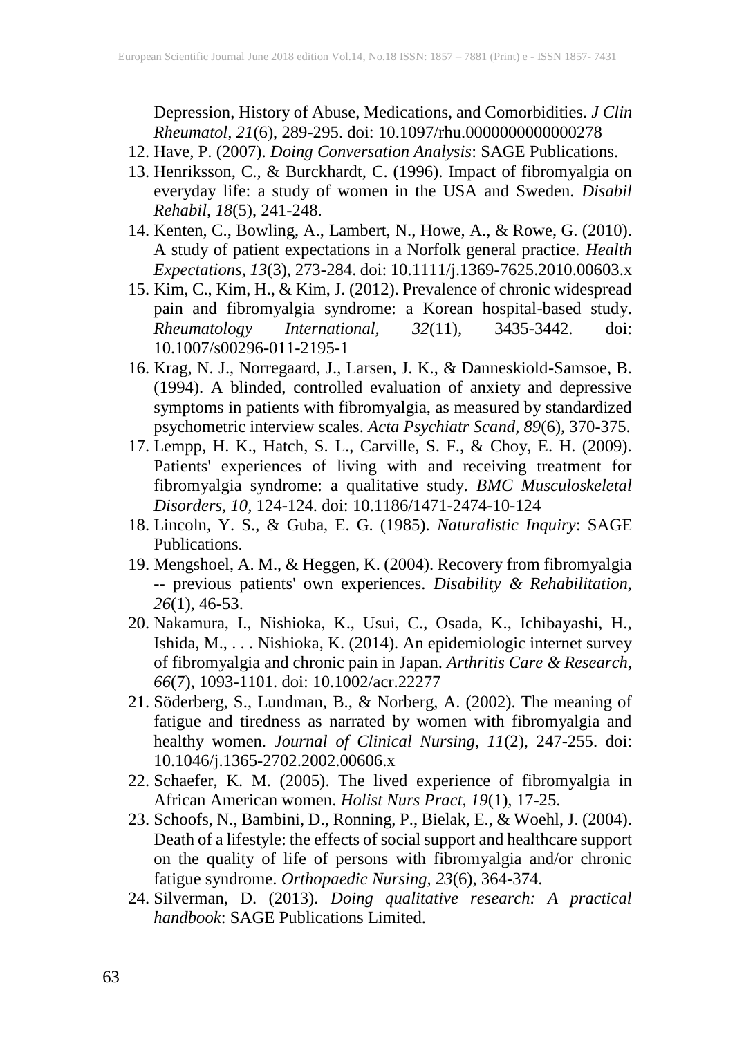Depression, History of Abuse, Medications, and Comorbidities. *J Clin Rheumatol, 21*(6), 289-295. doi: 10.1097/rhu.0000000000000278

12. Have, P. (2007). *Doing Conversation Analysis*: SAGE Publications.
13. Henriksson, C., & Burckhardt, C. (1996). Impact of fibromyalgia on everyday life: a study of women in the USA and Sweden. *Disabil Rehabil, 18*(5), 241-248.
14. Kenten, C., Bowling, A., Lambert, N., Howe, A., & Rowe, G. (2010). A study of patient expectations in a Norfolk general practice. *Health Expectations, 13*(3), 273-284. doi: 10.1111/j.1369-7625.2010.00603.x
15. Kim, C., Kim, H., & Kim, J. (2012). Prevalence of chronic widespread pain and fibromyalgia syndrome: a Korean hospital-based study. *Rheumatology International, 32*(11), 3435-3442. doi: 10.1007/s00296-011-2195-1
16. Krag, N. J., Norregaard, J., Larsen, J. K., & Danneskiold-Samsoe, B. (1994). A blinded, controlled evaluation of anxiety and depressive symptoms in patients with fibromyalgia, as measured by standardized psychometric interview scales. *Acta Psychiatr Scand, 89*(6), 370-375.
17. Lempp, H. K., Hatch, S. L., Carville, S. F., & Choy, E. H. (2009). Patients' experiences of living with and receiving treatment for fibromyalgia syndrome: a qualitative study. *BMC Musculoskeletal Disorders, 10*, 124-124. doi: 10.1186/1471-2474-10-124
18. Lincoln, Y. S., & Guba, E. G. (1985). *Naturalistic Inquiry*: SAGE Publications.
19. Mengshoel, A. M., & Heggen, K. (2004). Recovery from fibromyalgia -- previous patients' own experiences. *Disability & Rehabilitation, 26*(1), 46-53.
20. Nakamura, I., Nishioka, K., Usui, C., Osada, K., Ichibayashi, H., Ishida, M., . . . Nishioka, K. (2014). An epidemiologic internet survey of fibromyalgia and chronic pain in Japan. *Arthritis Care & Research, 66*(7), 1093-1101. doi: 10.1002/acr.22277
21. Söderberg, S., Lundman, B., & Norberg, A. (2002). The meaning of fatigue and tiredness as narrated by women with fibromyalgia and healthy women. *Journal of Clinical Nursing, 11*(2), 247-255. doi: 10.1046/j.1365-2702.2002.00606.x
22. Schaefer, K. M. (2005). The lived experience of fibromyalgia in African American women. *Holist Nurs Pract, 19*(1), 17-25.
23. Schoofs, N., Bambini, D., Ronning, P., Bielak, E., & Woehl, J. (2004). Death of a lifestyle: the effects of social support and healthcare support on the quality of life of persons with fibromyalgia and/or chronic fatigue syndrome. *Orthopaedic Nursing, 23*(6), 364-374.
24. Silverman, D. (2013). *Doing qualitative research: A practical handbook*: SAGE Publications Limited.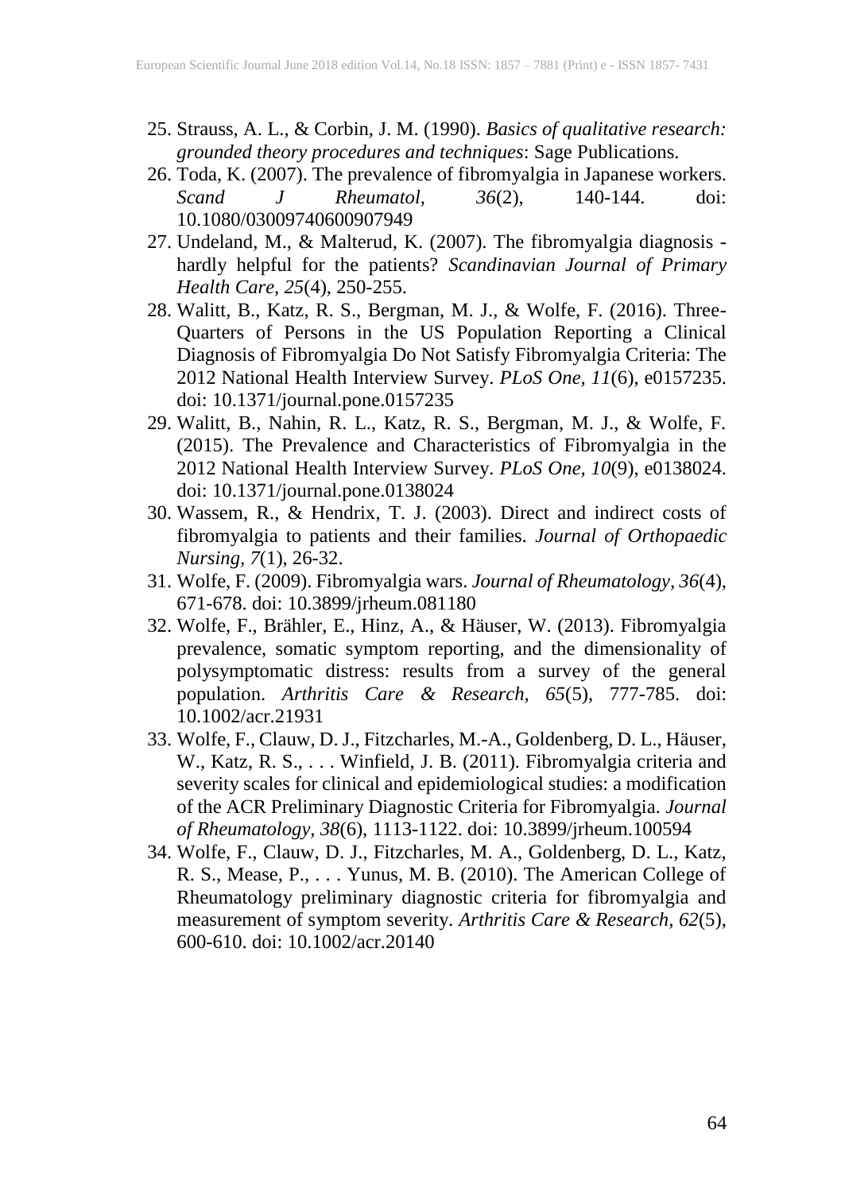25. Strauss, A. L., & Corbin, J. M. (1990). *Basics of qualitative research: grounded theory procedures and techniques*: Sage Publications.
26. Toda, K. (2007). The prevalence of fibromyalgia in Japanese workers. *Scand J Rheumatol, 36*(2), 140-144. doi: 10.1080/03009740600907949
27. Undeland, M., & Malterud, K. (2007). The fibromyalgia diagnosis - hardly helpful for the patients? *Scandinavian Journal of Primary Health Care, 25*(4), 250-255.
28. Walitt, B., Katz, R. S., Bergman, M. J., & Wolfe, F. (2016). Three-Quarters of Persons in the US Population Reporting a Clinical Diagnosis of Fibromyalgia Do Not Satisfy Fibromyalgia Criteria: The 2012 National Health Interview Survey. *PLoS One, 11*(6), e0157235. doi: 10.1371/journal.pone.0157235
29. Walitt, B., Nahin, R. L., Katz, R. S., Bergman, M. J., & Wolfe, F. (2015). The Prevalence and Characteristics of Fibromyalgia in the 2012 National Health Interview Survey. *PLoS One, 10*(9), e0138024. doi: 10.1371/journal.pone.0138024
30. Wassem, R., & Hendrix, T. J. (2003). Direct and indirect costs of fibromyalgia to patients and their families. *Journal of Orthopaedic Nursing, 7*(1), 26-32.
31. Wolfe, F. (2009). Fibromyalgia wars. *Journal of Rheumatology, 36*(4), 671-678. doi: 10.3899/jrheum.081180
32. Wolfe, F., Brähler, E., Hinz, A., & Häuser, W. (2013). Fibromyalgia prevalence, somatic symptom reporting, and the dimensionality of polysymptomatic distress: results from a survey of the general population. *Arthritis Care & Research, 65*(5), 777-785. doi: 10.1002/acr.21931
33. Wolfe, F., Clauw, D. J., Fitzcharles, M.-A., Goldenberg, D. L., Häuser, W., Katz, R. S., . . . Winfield, J. B. (2011). Fibromyalgia criteria and severity scales for clinical and epidemiological studies: a modification of the ACR Preliminary Diagnostic Criteria for Fibromyalgia. *Journal of Rheumatology, 38*(6), 1113-1122. doi: 10.3899/jrheum.100594
34. Wolfe, F., Clauw, D. J., Fitzcharles, M. A., Goldenberg, D. L., Katz, R. S., Mease, P., . . . Yunus, M. B. (2010). The American College of Rheumatology preliminary diagnostic criteria for fibromyalgia and measurement of symptom severity. *Arthritis Care & Research, 62*(5), 600-610. doi: 10.1002/acr.20140